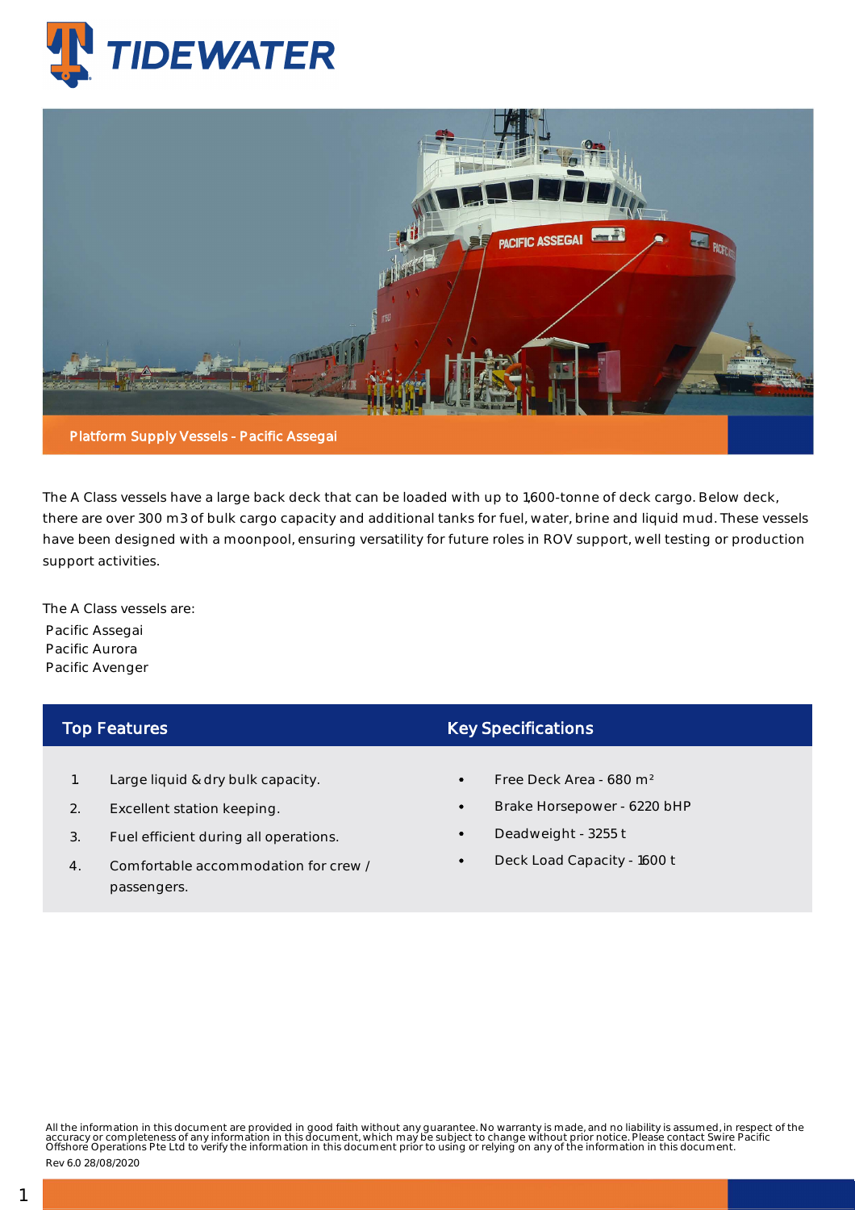# TIDEWATER

Platform Supply Vessels - Pacific Assegai

The A Class vessels have a large back deck that can be loaded with up to 1,600-tonne of deck cargo. Below deck, there are over 300 m3 of bulk cargo capacity and additional tanks for fuel, water, brine and liquid mud. These vessels have been designed with a moonpool, ensuring versatility for future roles in ROV support, well testing or production support activities.

The A Class vessels are:

Pacific Assegai
Pacific Aurora
Pacific Avenger

## Top Features

1. Large liquid & dry bulk capacity.
2. Excellent station keeping.
3. Fuel efficient during all operations.
4. Comfortable accommodation for crew / passengers.

## Key Specifications

- Free Deck Area - 680 m²
- Brake Horsepower - 6220 bHP
- Deadweight - 3255 t
- Deck Load Capacity - 1600 t

All the information in this document are provided in good faith without any guarantee. No warranty is made, and no liability is assumed, in respect of the accuracy or completeness of any information in this document, which may be subject to change without prior notice. Please contact Swire Pacific Offshore Operations Pte Ltd to verify the information in this document prior to using or relying on any of the information in this document.

Rev 6.0 28/08/2020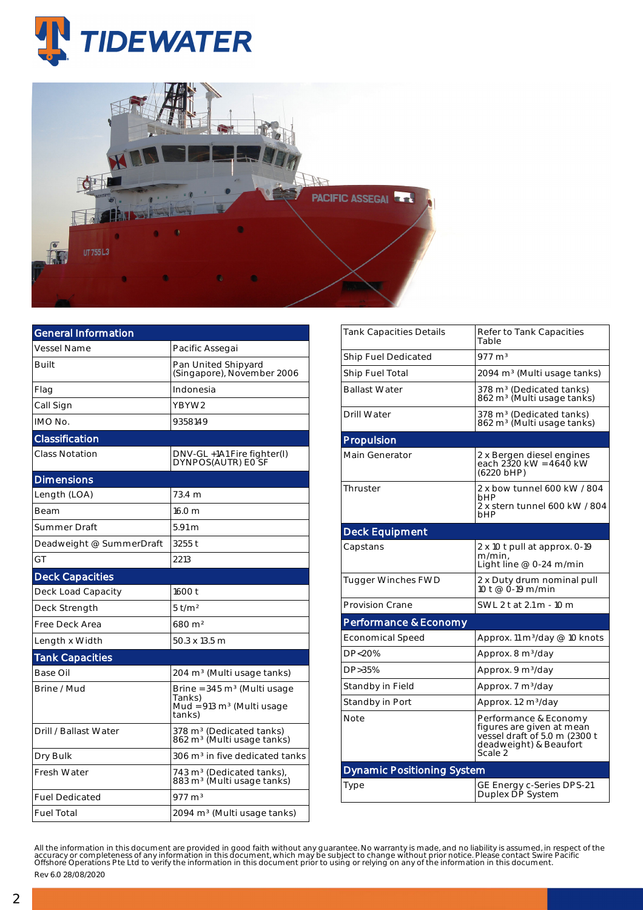# TIDEWATER

| General Information | |
|---|---|
| Vessel Name | Pacific Assegai |
| Built | Pan United Shipyard (Singapore), November 2006 |
| Flag | Indonesia |
| Call Sign | YBYW2 |
| IMO No. | 9358149 |
| **Classification** | |
| Class Notation | DNV-GL +1A1 Fire fighter(I) DYNPOS(AUTR) E0 SF |
| **Dimensions** | |
| Length (LOA) | 73.4 m |
| Beam | 16.0 m |
| Summer Draft | 5.91 m |
| Deadweight @ SummerDraft | 3255 t |
| GT | 2213 |
| **Deck Capacities** | |
| Deck Load Capacity | 1600 t |
| Deck Strength | 5 t/m² |
| Free Deck Area | 680 m² |
| Length x Width | 50.3 x 13.5 m |
| **Tank Capacities** | |
| Base Oil | 204 m³ (Multi usage tanks) |
| Brine / Mud | Brine = 345 m³ (Multi usage Tanks) Mud = 913 m³ (Multi usage tanks) |
| Drill / Ballast Water | 378 m³ (Dedicated tanks) 862 m³ (Multi usage tanks) |
| Dry Bulk | 306 m³ in five dedicated tanks |
| Fresh Water | 743 m³ (Dedicated tanks), 883 m³ (Multi usage tanks) |
| Fuel Dedicated | 977 m³ |
| Fuel Total | 2094 m³ (Multi usage tanks) |

| Tank Capacities Details | Refer to Tank Capacities Table |
|---|---|
| Ship Fuel Dedicated | 977 m³ |
| Ship Fuel Total | 2094 m³ (Multi usage tanks) |
| Ballast Water | 378 m³ (Dedicated tanks) 862 m³ (Multi usage tanks) |
| Drill Water | 378 m³ (Dedicated tanks) 862 m³ (Multi usage tanks) |
| **Propulsion** | |
| Main Generator | 2 x Bergen diesel engines each 2320 kW = 4640 kW (6220 bHP) |
| Thruster | 2 x bow tunnel 600 kW / 804 bHP 2 x stern tunnel 600 kW / 804 bHP |
| **Deck Equipment** | |
| Capstans | 2 x 10 t pull at approx. 0-19 m/min, Light line @ 0-24 m/min |
| Tugger Winches FWD | 2 x Duty drum nominal pull 10 t @ 0-19 m/min |
| Provision Crane | SWL 2 t at 2.1 m - 10 m |
| **Performance & Economy** | |
| Economical Speed | Approx. 11 m³/day @ 10 knots |
| DP<20% | Approx. 8 m³/day |
| DP>35% | Approx. 9 m³/day |
| Standby in Field | Approx. 7 m³/day |
| Standby in Port | Approx. 1.2 m³/day |
| Note | Performance & Economy figures are given at mean vessel draft of 5.0 m (2300 t deadweight) & Beaufort Scale 2 |
| **Dynamic Positioning System** | |
| Type | GE Energy c-Series DPS-21 Duplex DP System |

All the information in this document are provided in good faith without any guarantee. No warranty is made, and no liability is assumed, in respect of the accuracy or completeness of any information in this document, which may be subject to change without prior notice. Please contact Swire Pacific Offshore Operations Pte Ltd to verify the information in this document prior to using or relying on any of the information in this document.

Rev 6.0 28/08/2020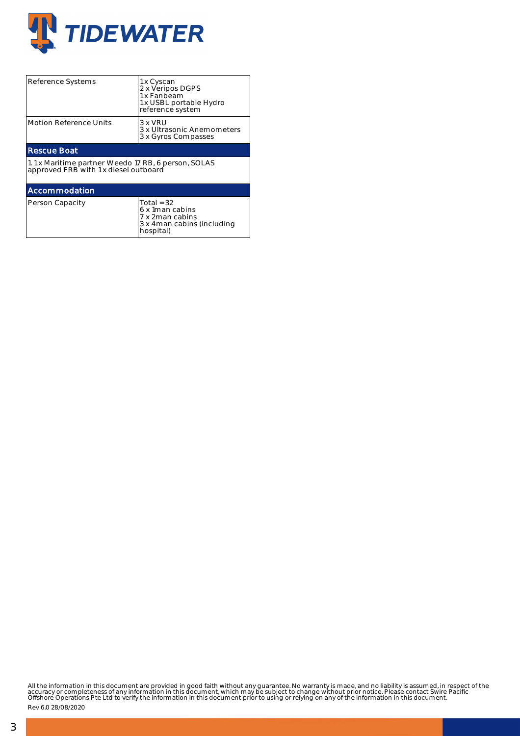| Reference Systems | 1x Cyscan<br>2 x Veripos DGPS<br>1x Fanbeam<br>1x USBL portable Hydro reference system |
|---|---|
| Motion Reference Units | 3 x VRU<br>3 x Ultrasonic Anemometers<br>3 x Gyros Compasses |

## Rescue Boat

1. 1x Maritime partner Weedo 17 RB, 6 person, SOLAS approved FRB with 1x diesel outboard

## Accommodation

| Person Capacity | Total = 32<br>6 x 1man cabins<br>7 x 2man cabins<br>3 x 4man cabins (including hospital) |
|---|---|

All the information in this document are provided in good faith without any guarantee. No warranty is made, and no liability is assumed, in respect of the accuracy or completeness of any information in this document, which may be subject to change without prior notice. Please contact Swire Pacific Offshore Operations Pte Ltd to verify the information in this document prior to using or relying on any of the information in this document.

Rev 6.0 28/08/2020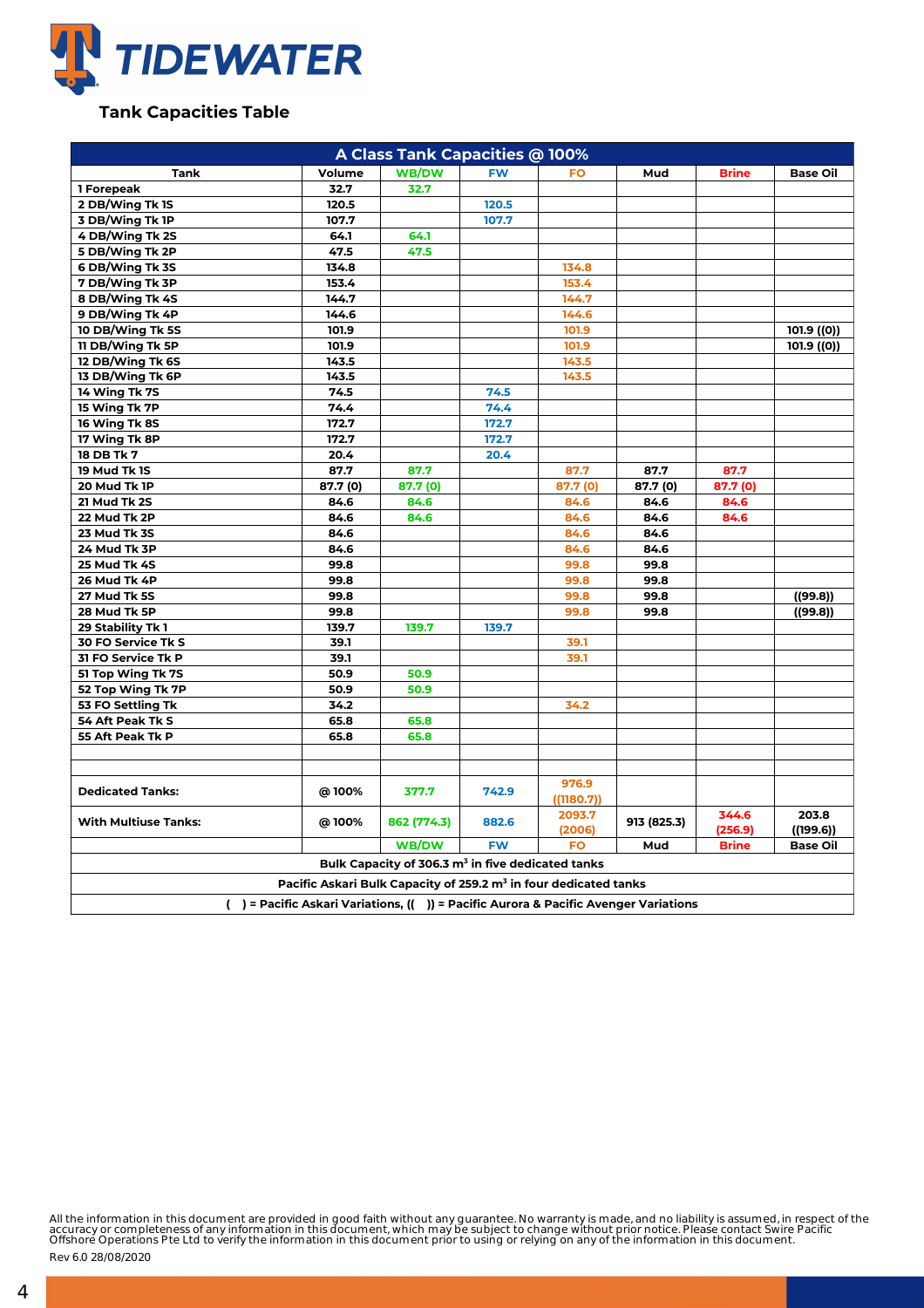## Tank Capacities Table

| A Class Tank Capacities @ 100% | | | | | | | |
|---|---|---|---|---|---|---|---|
| Tank | Volume | WB/DW | FW | FO | Mud | Brine | Base Oil |
| 1 Forepeak | 32.7 | 32.7 | | | | | |
| 2 DB/Wing Tk 1S | 120.5 | | 120.5 | | | | |
| 3 DB/Wing Tk 1P | 107.7 | | 107.7 | | | | |
| 4 DB/Wing Tk 2S | 64.1 | 64.1 | | | | | |
| 5 DB/Wing Tk 2P | 47.5 | 47.5 | | | | | |
| 6 DB/Wing Tk 3S | 134.8 | | | 134.8 | | | |
| 7 DB/Wing Tk 3P | 153.4 | | | 153.4 | | | |
| 8 DB/Wing Tk 4S | 144.7 | | | 144.7 | | | |
| 9 DB/Wing Tk 4P | 144.6 | | | 144.6 | | | |
| 10 DB/Wing Tk 5S | 101.9 | | | 101.9 | | | 101.9 ((0)) |
| 11 DB/Wing Tk 5P | 101.9 | | | 101.9 | | | 101.9 ((0)) |
| 12 DB/Wing Tk 6S | 143.5 | | | 143.5 | | | |
| 13 DB/Wing Tk 6P | 143.5 | | | 143.5 | | | |
| 14 Wing Tk 7S | 74.5 | | 74.5 | | | | |
| 15 Wing Tk 7P | 74.4 | | 74.4 | | | | |
| 16 Wing Tk 8S | 172.7 | | 172.7 | | | | |
| 17 Wing Tk 8P | 172.7 | | 172.7 | | | | |
| 18 DB Tk 7 | 20.4 | | 20.4 | | | | |
| 19 Mud Tk 1S | 87.7 | 87.7 | | 87.7 | 87.7 | 87.7 | |
| 20 Mud Tk 1P | 87.7 (0) | 87.7 (0) | | 87.7 (0) | 87.7 (0) | 87.7 (0) | |
| 21 Mud Tk 2S | 84.6 | 84.6 | | 84.6 | 84.6 | 84.6 | |
| 22 Mud Tk 2P | 84.6 | 84.6 | | 84.6 | 84.6 | 84.6 | |
| 23 Mud Tk 3S | 84.6 | | | 84.6 | 84.6 | | |
| 24 Mud Tk 3P | 84.6 | | | 84.6 | 84.6 | | |
| 25 Mud Tk 4S | 99.8 | | | 99.8 | 99.8 | | |
| 26 Mud Tk 4P | 99.8 | | | 99.8 | 99.8 | | |
| 27 Mud Tk 5S | 99.8 | | | 99.8 | 99.8 | | ((99.8)) |
| 28 Mud Tk 5P | 99.8 | | | 99.8 | 99.8 | | ((99.8)) |
| 29 Stability Tk 1 | 139.7 | 139.7 | 139.7 | | | | |
| 30 FO Service Tk S | 39.1 | | | 39.1 | | | |
| 31 FO Service Tk P | 39.1 | | | 39.1 | | | |
| 51 Top Wing Tk 7S | 50.9 | 50.9 | | | | | |
| 52 Top Wing Tk 7P | 50.9 | 50.9 | | | | | |
| 53 FO Settling Tk | 34.2 | | | 34.2 | | | |
| 54 Aft Peak Tk S | 65.8 | 65.8 | | | | | |
| 55 Aft Peak Tk P | 65.8 | 65.8 | | | | | |
| | | | | | | | |
| | | | | | | | |
| Dedicated Tanks: | @ 100% | 377.7 | 742.9 | 976.9 ((1180.7)) | | | |
| With Multiuse Tanks: | @ 100% | 862 (774.3) | 882.6 | 2093.7 (2006) | 913 (825.3) | 344.6 (256.9) | 203.8 ((199.6)) |
| | | WB/DW | FW | FO | Mud | Brine | Base Oil |
| Bulk Capacity of 306.3 m³ in five dedicated tanks | | | | | | | |
| Pacific Askari Bulk Capacity of 259.2 m³ in four dedicated tanks | | | | | | | |
| ( ) = Pacific Askari Variations, (( )) = Pacific Aurora & Pacific Avenger Variations | | | | | | | |

All the information in this document are provided in good faith without any guarantee. No warranty is made, and no liability is assumed, in respect of the accuracy or completeness of any information in this document, which may be subject to change without prior notice. Please contact Swire Pacific Offshore Operations Pte Ltd to verify the information in this document prior to using or relying on any of the information in this document.

Rev 6.0 28/08/2020